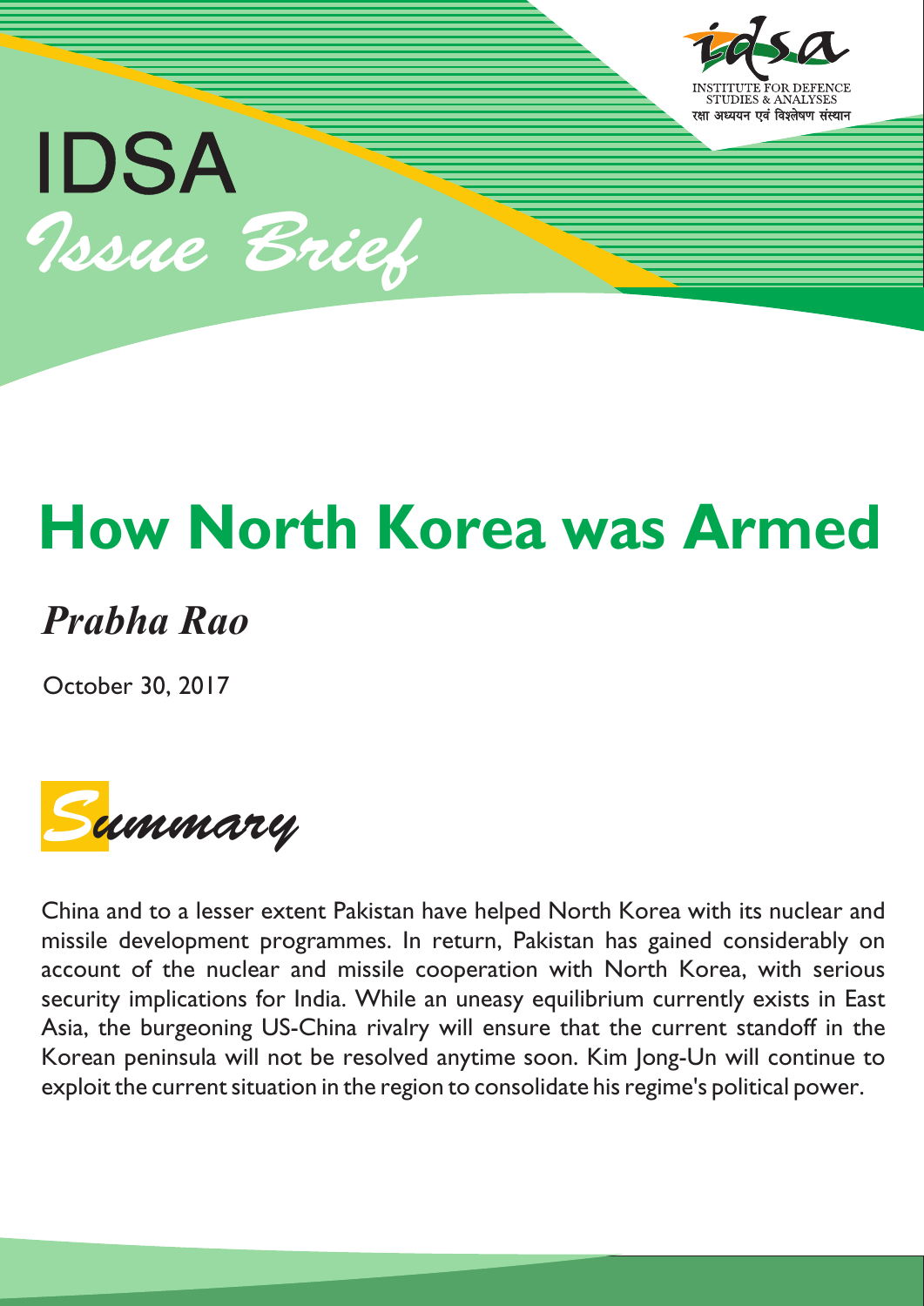IDSA

*Issue Brief*

# How North Korea was Armed

*Prabha Rao*

October 30, 2017

## Summary

China and to a lesser extent Pakistan have helped North Korea with its nuclear and missile development programmes. In return, Pakistan has gained considerably on account of the nuclear and missile cooperation with North Korea, with serious security implications for India. While an uneasy equilibrium currently exists in East Asia, the burgeoning US-China rivalry will ensure that the current standoff in the Korean peninsula will not be resolved anytime soon. Kim Jong-Un will continue to exploit the current situation in the region to consolidate his regime's political power.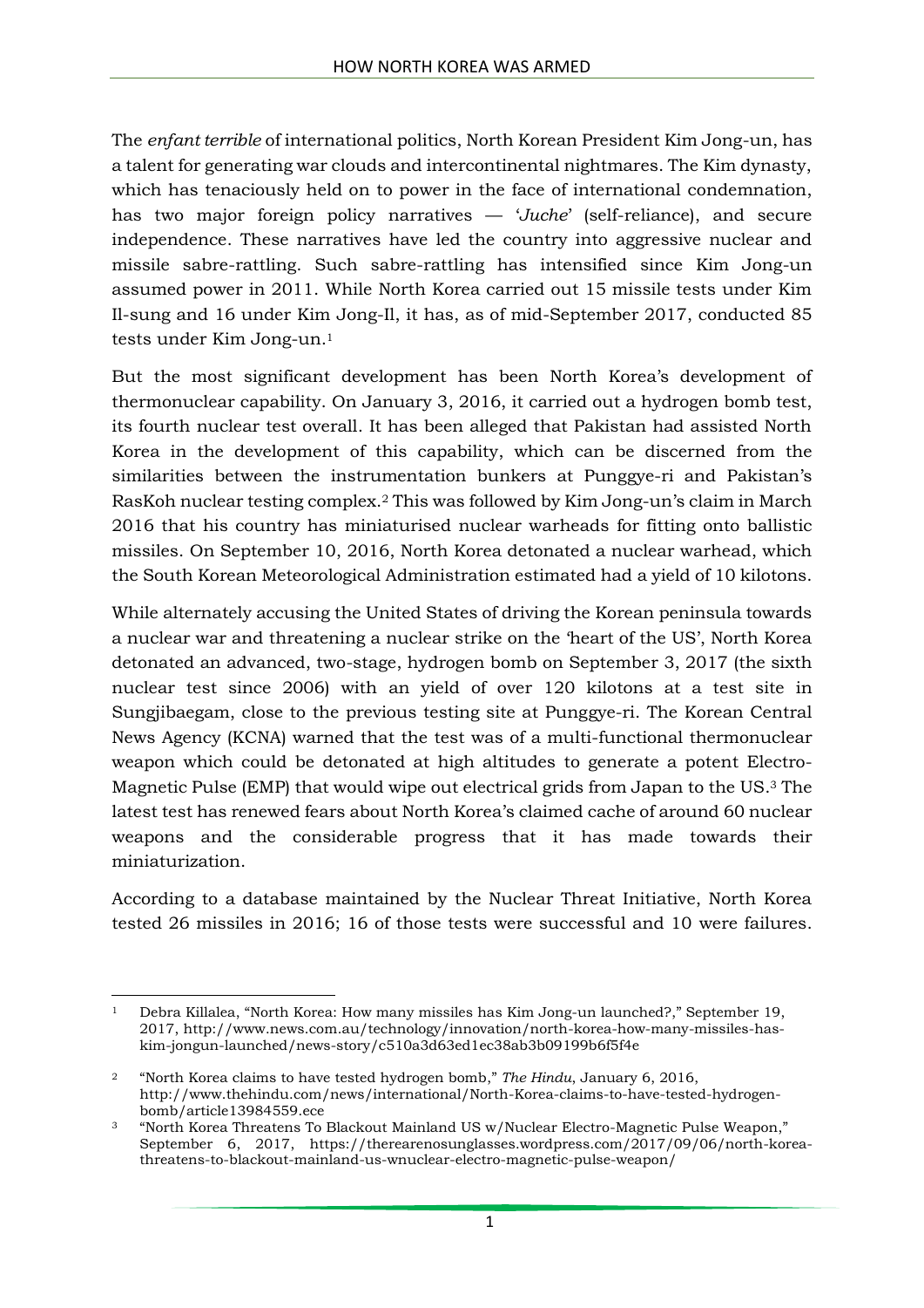The *enfant terrible* of international politics, North Korean President Kim Jong-un, has a talent for generating war clouds and intercontinental nightmares. The Kim dynasty, which has tenaciously held on to power in the face of international condemnation, has two major foreign policy narratives — '*Juche*' (self-reliance), and secure independence. These narratives have led the country into aggressive nuclear and missile sabre-rattling. Such sabre-rattling has intensified since Kim Jong-un assumed power in 2011. While North Korea carried out 15 missile tests under Kim Il-sung and 16 under Kim Jong-Il, it has, as of mid-September 2017, conducted 85 tests under Kim Jong-un.[1]

But the most significant development has been North Korea's development of thermonuclear capability. On January 3, 2016, it carried out a hydrogen bomb test, its fourth nuclear test overall. It has been alleged that Pakistan had assisted North Korea in the development of this capability, which can be discerned from the similarities between the instrumentation bunkers at Punggye-ri and Pakistan's RasKoh nuclear testing complex.[2] This was followed by Kim Jong-un's claim in March 2016 that his country has miniaturised nuclear warheads for fitting onto ballistic missiles. On September 10, 2016, North Korea detonated a nuclear warhead, which the South Korean Meteorological Administration estimated had a yield of 10 kilotons.

While alternately accusing the United States of driving the Korean peninsula towards a nuclear war and threatening a nuclear strike on the 'heart of the US', North Korea detonated an advanced, two-stage, hydrogen bomb on September 3, 2017 (the sixth nuclear test since 2006) with an yield of over 120 kilotons at a test site in Sungjibaegam, close to the previous testing site at Punggye-ri. The Korean Central News Agency (KCNA) warned that the test was of a multi-functional thermonuclear weapon which could be detonated at high altitudes to generate a potent Electro-Magnetic Pulse (EMP) that would wipe out electrical grids from Japan to the US.[3] The latest test has renewed fears about North Korea's claimed cache of around 60 nuclear weapons and the considerable progress that it has made towards their miniaturization.

According to a database maintained by the Nuclear Threat Initiative, North Korea tested 26 missiles in 2016; 16 of those tests were successful and 10 were failures.

---

[1] Debra Killalea, "North Korea: How many missiles has Kim Jong-un launched?," September 19, 2017, http://www.news.com.au/technology/innovation/north-korea-how-many-missiles-has-kim-jongun-launched/news-story/c510a3d63ed1ec38ab3b09199b6f5f4e

[2] "North Korea claims to have tested hydrogen bomb," *The Hindu*, January 6, 2016, http://www.thehindu.com/news/international/North-Korea-claims-to-have-tested-hydrogen-bomb/article13984559.ece

[3] "North Korea Threatens To Blackout Mainland US w/Nuclear Electro-Magnetic Pulse Weapon," September 6, 2017, https://therearenosunglasses.wordpress.com/2017/09/06/north-korea-threatens-to-blackout-mainland-us-wnuclear-electro-magnetic-pulse-weapon/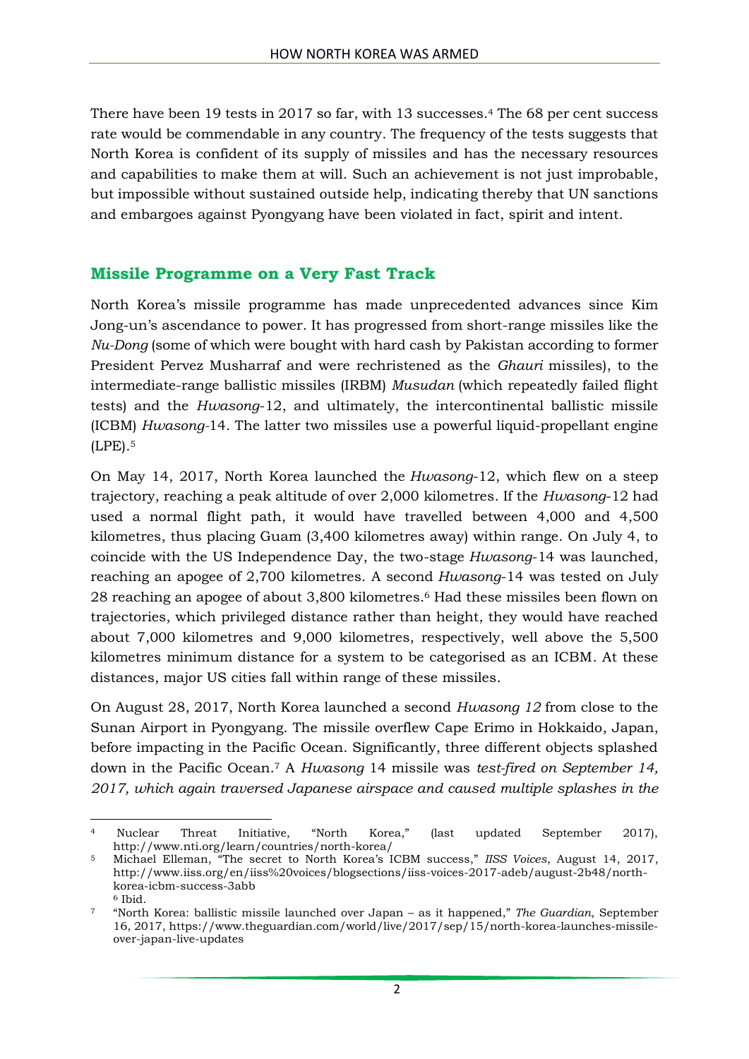There have been 19 tests in 2017 so far, with 13 successes.[4] The 68 per cent success rate would be commendable in any country. The frequency of the tests suggests that North Korea is confident of its supply of missiles and has the necessary resources and capabilities to make them at will. Such an achievement is not just improbable, but impossible without sustained outside help, indicating thereby that UN sanctions and embargoes against Pyongyang have been violated in fact, spirit and intent.

## Missile Programme on a Very Fast Track

North Korea's missile programme has made unprecedented advances since Kim Jong-un's ascendance to power. It has progressed from short-range missiles like the *Nu-Dong* (some of which were bought with hard cash by Pakistan according to former President Pervez Musharraf and were rechristened as the *Ghauri* missiles), to the intermediate-range ballistic missiles (IRBM) *Musudan* (which repeatedly failed flight tests) and the *Hwasong*-12, and ultimately, the intercontinental ballistic missile (ICBM) *Hwasong*-14. The latter two missiles use a powerful liquid-propellant engine (LPE).[5]

On May 14, 2017, North Korea launched the *Hwasong*-12, which flew on a steep trajectory, reaching a peak altitude of over 2,000 kilometres. If the *Hwasong*-12 had used a normal flight path, it would have travelled between 4,000 and 4,500 kilometres, thus placing Guam (3,400 kilometres away) within range. On July 4, to coincide with the US Independence Day, the two-stage *Hwasong*-14 was launched, reaching an apogee of 2,700 kilometres. A second *Hwasong*-14 was tested on July 28 reaching an apogee of about 3,800 kilometres.[6] Had these missiles been flown on trajectories, which privileged distance rather than height, they would have reached about 7,000 kilometres and 9,000 kilometres, respectively, well above the 5,500 kilometres minimum distance for a system to be categorised as an ICBM. At these distances, major US cities fall within range of these missiles.

On August 28, 2017, North Korea launched a second *Hwasong 12* from close to the Sunan Airport in Pyongyang. The missile overflew Cape Erimo in Hokkaido, Japan, before impacting in the Pacific Ocean. Significantly, three different objects splashed down in the Pacific Ocean.[7] A *Hwasong* 14 missile was *test-fired on September 14, 2017, which again traversed Japanese airspace and caused multiple splashes in the*

---

[4] Nuclear Threat Initiative, "North Korea," (last updated September 2017), http://www.nti.org/learn/countries/north-korea/

[5] Michael Elleman, "The secret to North Korea's ICBM success," *IISS Voices*, August 14, 2017, http://www.iiss.org/en/iiss%20voices/blogsections/iiss-voices-2017-adeb/august-2b48/north-korea-icbm-success-3abb

[6] Ibid.

[7] "North Korea: ballistic missile launched over Japan – as it happened," *The Guardian*, September 16, 2017, https://www.theguardian.com/world/live/2017/sep/15/north-korea-launches-missile-over-japan-live-updates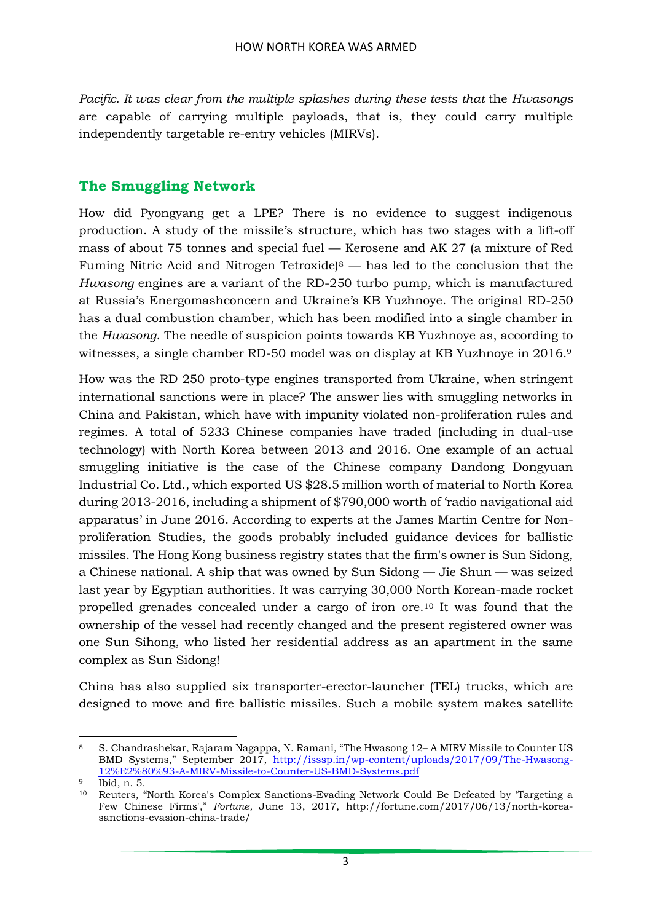*Pacific. It was clear from the multiple splashes during these tests that* the *Hwasongs* are capable of carrying multiple payloads, that is, they could carry multiple independently targetable re-entry vehicles (MIRVs).

## The Smuggling Network

How did Pyongyang get a LPE? There is no evidence to suggest indigenous production. A study of the missile's structure, which has two stages with a lift-off mass of about 75 tonnes and special fuel — Kerosene and AK 27 (a mixture of Red Fuming Nitric Acid and Nitrogen Tetroxide)[8] — has led to the conclusion that the *Hwasong* engines are a variant of the RD-250 turbo pump, which is manufactured at Russia's Energomashconcern and Ukraine's KB Yuzhnoye. The original RD-250 has a dual combustion chamber, which has been modified into a single chamber in the *Hwasong*. The needle of suspicion points towards KB Yuzhnoye as, according to witnesses, a single chamber RD-50 model was on display at KB Yuzhnoye in 2016.[9]

How was the RD 250 proto-type engines transported from Ukraine, when stringent international sanctions were in place? The answer lies with smuggling networks in China and Pakistan, which have with impunity violated non-proliferation rules and regimes. A total of 5233 Chinese companies have traded (including in dual-use technology) with North Korea between 2013 and 2016. One example of an actual smuggling initiative is the case of the Chinese company Dandong Dongyuan Industrial Co. Ltd., which exported US $28.5 million worth of material to North Korea during 2013-2016, including a shipment of $790,000 worth of 'radio navigational aid apparatus' in June 2016. According to experts at the James Martin Centre for Non-proliferation Studies, the goods probably included guidance devices for ballistic missiles. The Hong Kong business registry states that the firm's owner is Sun Sidong, a Chinese national. A ship that was owned by Sun Sidong — Jie Shun — was seized last year by Egyptian authorities. It was carrying 30,000 North Korean-made rocket propelled grenades concealed under a cargo of iron ore.[10] It was found that the ownership of the vessel had recently changed and the present registered owner was one Sun Sihong, who listed her residential address as an apartment in the same complex as Sun Sidong!

China has also supplied six transporter-erector-launcher (TEL) trucks, which are designed to move and fire ballistic missiles. Such a mobile system makes satellite

---

[8] S. Chandrashekar, Rajaram Nagappa, N. Ramani, "The Hwasong 12– A MIRV Missile to Counter US BMD Systems," September 2017, http://isssp.in/wp-content/uploads/2017/09/The-Hwasong-12%E2%80%93-A-MIRV-Missile-to-Counter-US-BMD-Systems.pdf

[9] Ibid, n. 5.

[10] Reuters, "North Korea's Complex Sanctions-Evading Network Could Be Defeated by 'Targeting a Few Chinese Firms'," *Fortune,* June 13, 2017, http://fortune.com/2017/06/13/north-korea-sanctions-evasion-china-trade/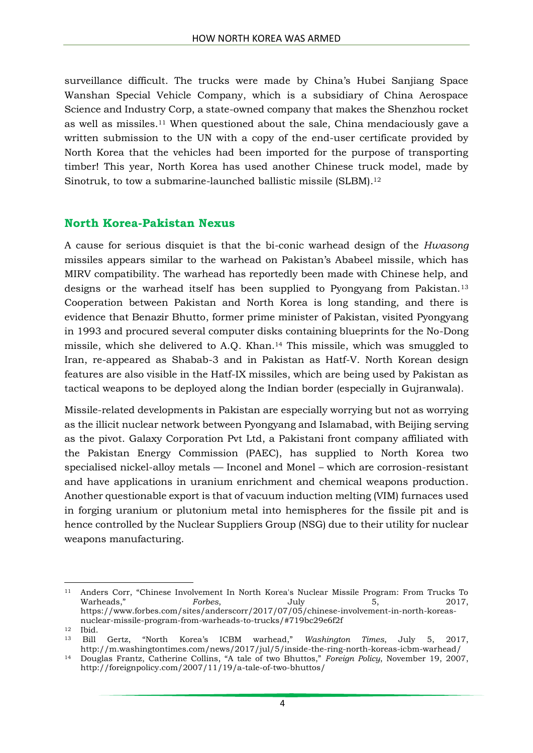surveillance difficult. The trucks were made by China's Hubei Sanjiang Space Wanshan Special Vehicle Company, which is a subsidiary of China Aerospace Science and Industry Corp, a state-owned company that makes the Shenzhou rocket as well as missiles.[11] When questioned about the sale, China mendaciously gave a written submission to the UN with a copy of the end-user certificate provided by North Korea that the vehicles had been imported for the purpose of transporting timber! This year, North Korea has used another Chinese truck model, made by Sinotruk, to tow a submarine-launched ballistic missile (SLBM).[12]

## North Korea-Pakistan Nexus

A cause for serious disquiet is that the bi-conic warhead design of the *Hwasong* missiles appears similar to the warhead on Pakistan's Ababeel missile, which has MIRV compatibility. The warhead has reportedly been made with Chinese help, and designs or the warhead itself has been supplied to Pyongyang from Pakistan.[13] Cooperation between Pakistan and North Korea is long standing, and there is evidence that Benazir Bhutto, former prime minister of Pakistan, visited Pyongyang in 1993 and procured several computer disks containing blueprints for the No-Dong missile, which she delivered to A.Q. Khan.[14] This missile, which was smuggled to Iran, re-appeared as Shabab-3 and in Pakistan as Hatf-V. North Korean design features are also visible in the Hatf-IX missiles, which are being used by Pakistan as tactical weapons to be deployed along the Indian border (especially in Gujranwala).

Missile-related developments in Pakistan are especially worrying but not as worrying as the illicit nuclear network between Pyongyang and Islamabad, with Beijing serving as the pivot. Galaxy Corporation Pvt Ltd, a Pakistani front company affiliated with the Pakistan Energy Commission (PAEC), has supplied to North Korea two specialised nickel-alloy metals — Inconel and Monel – which are corrosion-resistant and have applications in uranium enrichment and chemical weapons production. Another questionable export is that of vacuum induction melting (VIM) furnaces used in forging uranium or plutonium metal into hemispheres for the fissile pit and is hence controlled by the Nuclear Suppliers Group (NSG) due to their utility for nuclear weapons manufacturing.

---

[11] Anders Corr, "Chinese Involvement In North Korea's Nuclear Missile Program: From Trucks To Warheads," *Forbes*, July 5, 2017, https://www.forbes.com/sites/anderscorr/2017/07/05/chinese-involvement-in-north-koreas-nuclear-missile-program-from-warheads-to-trucks/#719bc29e6f2f

[12] Ibid.

[13] Bill Gertz, "North Korea's ICBM warhead," *Washington Times*, July 5, 2017, http://m.washingtontimes.com/news/2017/jul/5/inside-the-ring-north-koreas-icbm-warhead/

[14] Douglas Frantz, Catherine Collins, "A tale of two Bhuttos," *Foreign Policy*, November 19, 2007, http://foreignpolicy.com/2007/11/19/a-tale-of-two-bhuttos/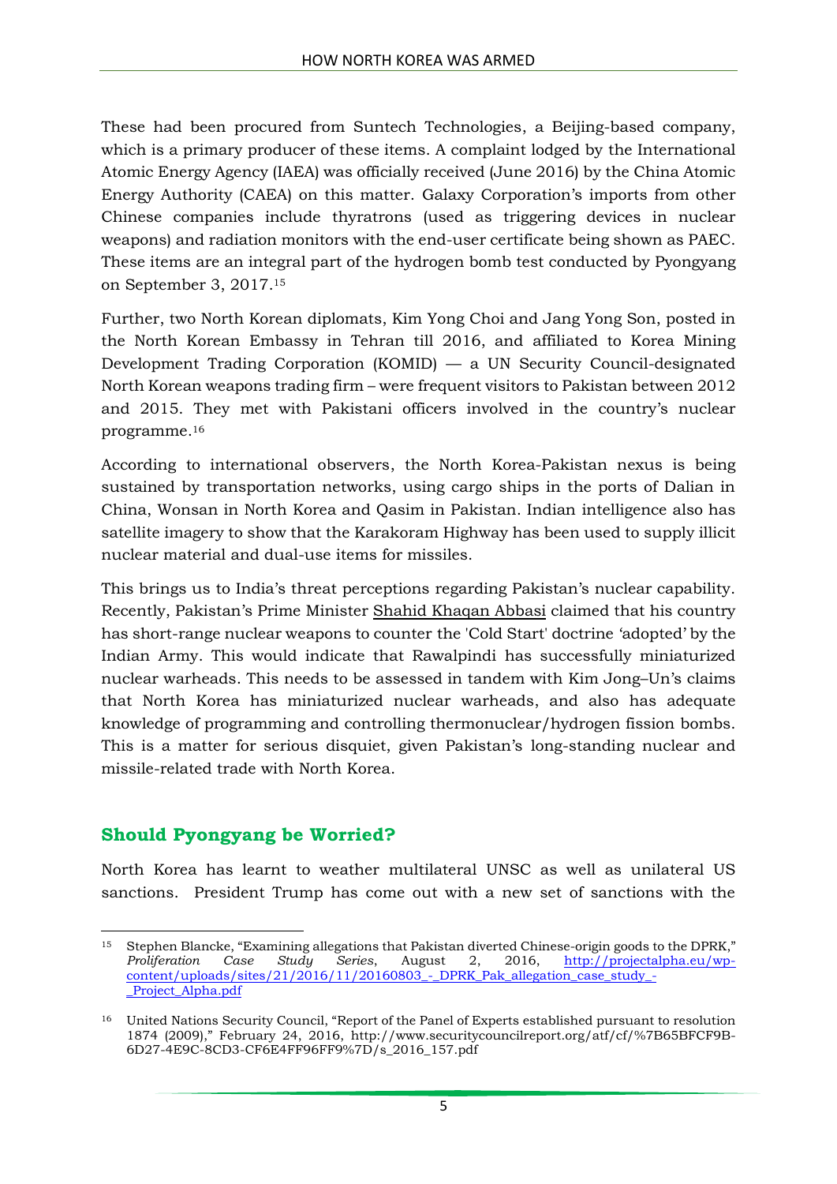These had been procured from Suntech Technologies, a Beijing-based company, which is a primary producer of these items. A complaint lodged by the International Atomic Energy Agency (IAEA) was officially received (June 2016) by the China Atomic Energy Authority (CAEA) on this matter. Galaxy Corporation's imports from other Chinese companies include thyratrons (used as triggering devices in nuclear weapons) and radiation monitors with the end-user certificate being shown as PAEC. These items are an integral part of the hydrogen bomb test conducted by Pyongyang on September 3, 2017.[15]

Further, two North Korean diplomats, Kim Yong Choi and Jang Yong Son, posted in the North Korean Embassy in Tehran till 2016, and affiliated to Korea Mining Development Trading Corporation (KOMID) — a UN Security Council-designated North Korean weapons trading firm – were frequent visitors to Pakistan between 2012 and 2015. They met with Pakistani officers involved in the country's nuclear programme.[16]

According to international observers, the North Korea-Pakistan nexus is being sustained by transportation networks, using cargo ships in the ports of Dalian in China, Wonsan in North Korea and Qasim in Pakistan. Indian intelligence also has satellite imagery to show that the Karakoram Highway has been used to supply illicit nuclear material and dual-use items for missiles.

This brings us to India's threat perceptions regarding Pakistan's nuclear capability. Recently, Pakistan's Prime Minister Shahid Khaqan Abbasi claimed that his country has short-range nuclear weapons to counter the 'Cold Start' doctrine 'adopted' by the Indian Army. This would indicate that Rawalpindi has successfully miniaturized nuclear warheads. This needs to be assessed in tandem with Kim Jong–Un's claims that North Korea has miniaturized nuclear warheads, and also has adequate knowledge of programming and controlling thermonuclear/hydrogen fission bombs. This is a matter for serious disquiet, given Pakistan's long-standing nuclear and missile-related trade with North Korea.

## Should Pyongyang be Worried?

North Korea has learnt to weather multilateral UNSC as well as unilateral US sanctions. President Trump has come out with a new set of sanctions with the

---

[15] Stephen Blancke, "Examining allegations that Pakistan diverted Chinese-origin goods to the DPRK," *Proliferation Case Study Series*, August 2, 2016, http://projectalpha.eu/wp-content/uploads/sites/21/2016/11/20160803_-_DPRK_Pak_allegation_case_study_-_Project_Alpha.pdf

[16] United Nations Security Council, "Report of the Panel of Experts established pursuant to resolution 1874 (2009)," February 24, 2016, http://www.securitycouncilreport.org/atf/cf/%7B65BFCF9B-6D27-4E9C-8CD3-CF6E4FF96FF9%7D/s_2016_157.pdf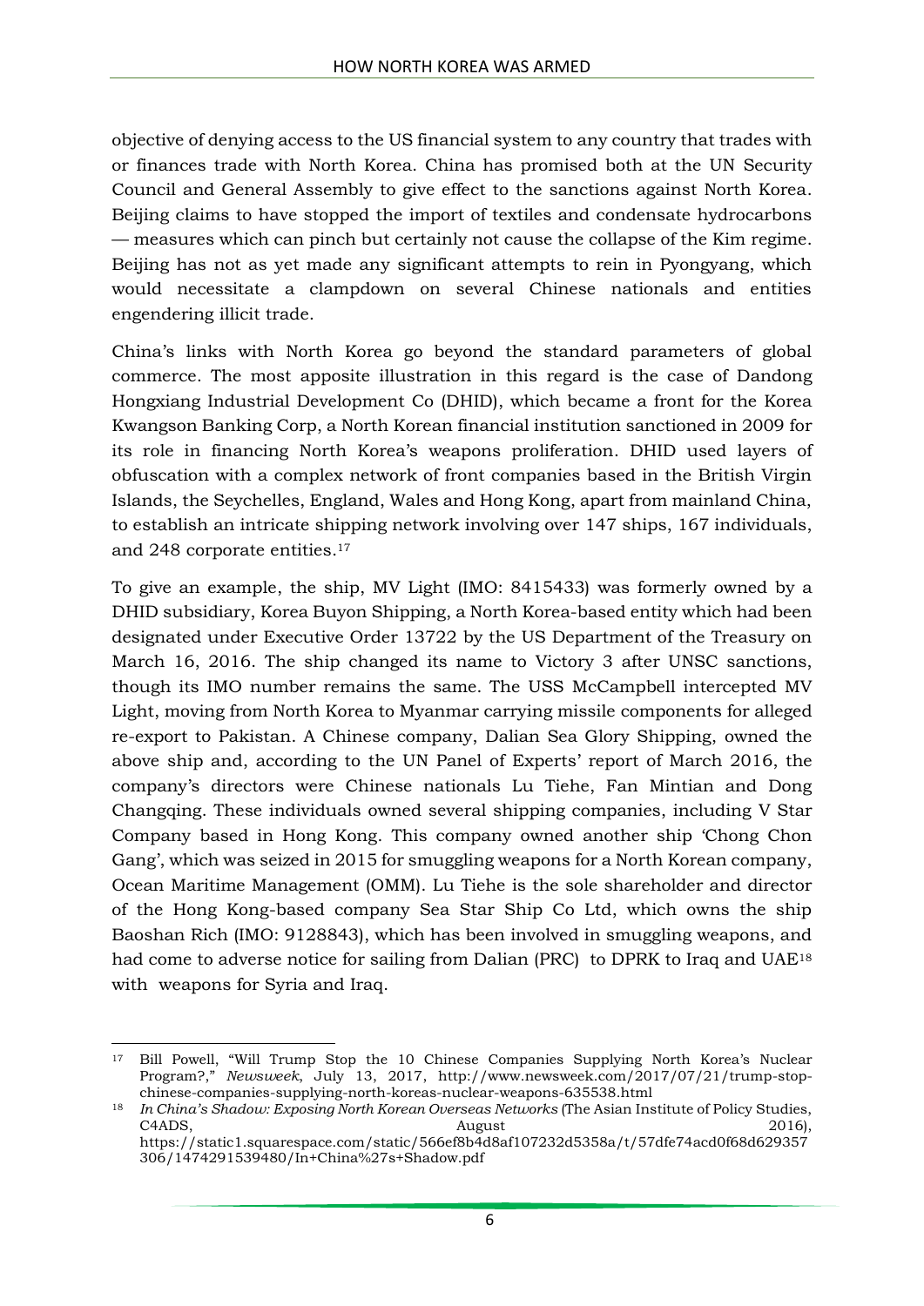objective of denying access to the US financial system to any country that trades with or finances trade with North Korea. China has promised both at the UN Security Council and General Assembly to give effect to the sanctions against North Korea. Beijing claims to have stopped the import of textiles and condensate hydrocarbons — measures which can pinch but certainly not cause the collapse of the Kim regime. Beijing has not as yet made any significant attempts to rein in Pyongyang, which would necessitate a clampdown on several Chinese nationals and entities engendering illicit trade.

China's links with North Korea go beyond the standard parameters of global commerce. The most apposite illustration in this regard is the case of Dandong Hongxiang Industrial Development Co (DHID), which became a front for the Korea Kwangson Banking Corp, a North Korean financial institution sanctioned in 2009 for its role in financing North Korea's weapons proliferation. DHID used layers of obfuscation with a complex network of front companies based in the British Virgin Islands, the Seychelles, England, Wales and Hong Kong, apart from mainland China, to establish an intricate shipping network involving over 147 ships, 167 individuals, and 248 corporate entities.[17]

To give an example, the ship, MV Light (IMO: 8415433) was formerly owned by a DHID subsidiary, Korea Buyon Shipping, a North Korea-based entity which had been designated under Executive Order 13722 by the US Department of the Treasury on March 16, 2016. The ship changed its name to Victory 3 after UNSC sanctions, though its IMO number remains the same. The USS McCampbell intercepted MV Light, moving from North Korea to Myanmar carrying missile components for alleged re-export to Pakistan. A Chinese company, Dalian Sea Glory Shipping, owned the above ship and, according to the UN Panel of Experts' report of March 2016, the company's directors were Chinese nationals Lu Tiehe, Fan Mintian and Dong Changqing. These individuals owned several shipping companies, including V Star Company based in Hong Kong. This company owned another ship 'Chong Chon Gang', which was seized in 2015 for smuggling weapons for a North Korean company, Ocean Maritime Management (OMM). Lu Tiehe is the sole shareholder and director of the Hong Kong-based company Sea Star Ship Co Ltd, which owns the ship Baoshan Rich (IMO: 9128843), which has been involved in smuggling weapons, and had come to adverse notice for sailing from Dalian (PRC) to DPRK to Iraq and UAE[18] with weapons for Syria and Iraq.

---

[17] Bill Powell, "Will Trump Stop the 10 Chinese Companies Supplying North Korea's Nuclear Program?," *Newsweek*, July 13, 2017, http://www.newsweek.com/2017/07/21/trump-stop-chinese-companies-supplying-north-koreas-nuclear-weapons-635538.html

[18] *In China's Shadow: Exposing North Korean Overseas Networks* (The Asian Institute of Policy Studies, C4ADS, August 2016), https://static1.squarespace.com/static/566ef8b4d8af107232d5358a/t/57dfe74acd0f68d629357306/1474291539480/In+China%27s+Shadow.pdf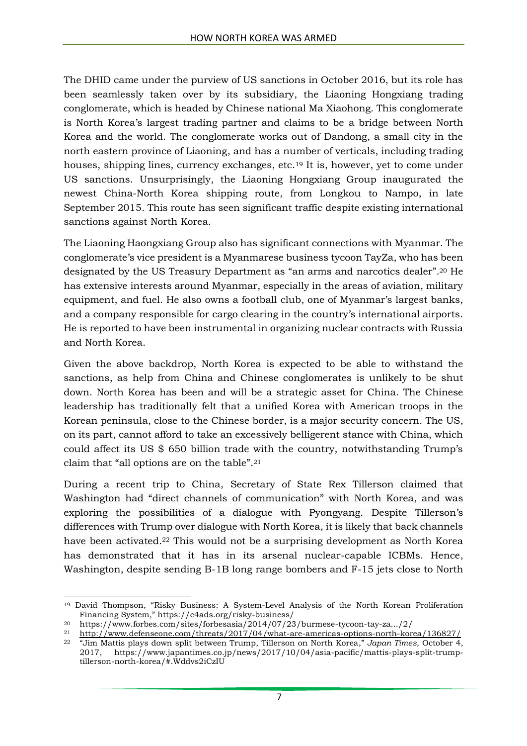The DHID came under the purview of US sanctions in October 2016, but its role has been seamlessly taken over by its subsidiary, the Liaoning Hongxiang trading conglomerate, which is headed by Chinese national Ma Xiaohong. This conglomerate is North Korea's largest trading partner and claims to be a bridge between North Korea and the world. The conglomerate works out of Dandong, a small city in the north eastern province of Liaoning, and has a number of verticals, including trading houses, shipping lines, currency exchanges, etc.[19] It is, however, yet to come under US sanctions. Unsurprisingly, the Liaoning Hongxiang Group inaugurated the newest China-North Korea shipping route, from Longkou to Nampo, in late September 2015. This route has seen significant traffic despite existing international sanctions against North Korea.

The Liaoning Haongxiang Group also has significant connections with Myanmar. The conglomerate's vice president is a Myanmarese business tycoon TayZa, who has been designated by the US Treasury Department as "an arms and narcotics dealer".[20] He has extensive interests around Myanmar, especially in the areas of aviation, military equipment, and fuel. He also owns a football club, one of Myanmar's largest banks, and a company responsible for cargo clearing in the country's international airports. He is reported to have been instrumental in organizing nuclear contracts with Russia and North Korea.

Given the above backdrop, North Korea is expected to be able to withstand the sanctions, as help from China and Chinese conglomerates is unlikely to be shut down. North Korea has been and will be a strategic asset for China. The Chinese leadership has traditionally felt that a unified Korea with American troops in the Korean peninsula, close to the Chinese border, is a major security concern. The US, on its part, cannot afford to take an excessively belligerent stance with China, which could affect its US $ 650 billion trade with the country, notwithstanding Trump's claim that "all options are on the table".[21]

During a recent trip to China, Secretary of State Rex Tillerson claimed that Washington had "direct channels of communication" with North Korea, and was exploring the possibilities of a dialogue with Pyongyang. Despite Tillerson's differences with Trump over dialogue with North Korea, it is likely that back channels have been activated.[22] This would not be a surprising development as North Korea has demonstrated that it has in its arsenal nuclear-capable ICBMs. Hence, Washington, despite sending B-1B long range bombers and F-15 jets close to North

---

[19] David Thompson, "Risky Business: A System-Level Analysis of the North Korean Proliferation Financing System," https://c4ads.org/risky-business/

[20] https://www.forbes.com/sites/forbesasia/2014/07/23/burmese-tycoon-tay-za.../2/

[21] http://www.defenseone.com/threats/2017/04/what-are-americas-options-north-korea/136827/

[22] "Jim Mattis plays down split between Trump, Tillerson on North Korea," *Japan Times*, October 4, 2017, https://www.japantimes.co.jp/news/2017/10/04/asia-pacific/mattis-plays-split-trump-tillerson-north-korea/#.Wddvs2iCzIU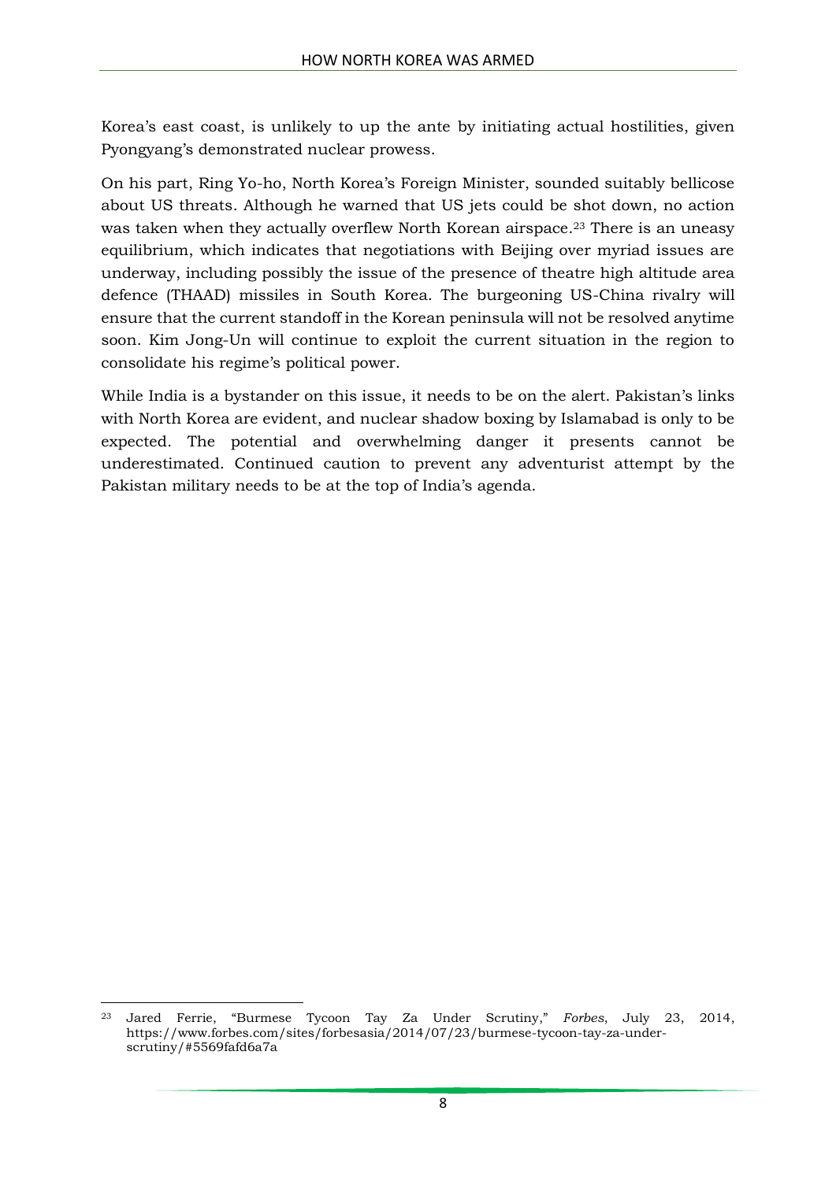Korea's east coast, is unlikely to up the ante by initiating actual hostilities, given Pyongyang's demonstrated nuclear prowess.

On his part, Ring Yo-ho, North Korea's Foreign Minister, sounded suitably bellicose about US threats. Although he warned that US jets could be shot down, no action was taken when they actually overflew North Korean airspace.[23] There is an uneasy equilibrium, which indicates that negotiations with Beijing over myriad issues are underway, including possibly the issue of the presence of theatre high altitude area defence (THAAD) missiles in South Korea. The burgeoning US-China rivalry will ensure that the current standoff in the Korean peninsula will not be resolved anytime soon. Kim Jong-Un will continue to exploit the current situation in the region to consolidate his regime's political power.

While India is a bystander on this issue, it needs to be on the alert. Pakistan's links with North Korea are evident, and nuclear shadow boxing by Islamabad is only to be expected. The potential and overwhelming danger it presents cannot be underestimated. Continued caution to prevent any adventurist attempt by the Pakistan military needs to be at the top of India's agenda.

---

[23] Jared Ferrie, "Burmese Tycoon Tay Za Under Scrutiny," *Forbes*, July 23, 2014, https://www.forbes.com/sites/forbesasia/2014/07/23/burmese-tycoon-tay-za-under-scrutiny/#5569fafd6a7a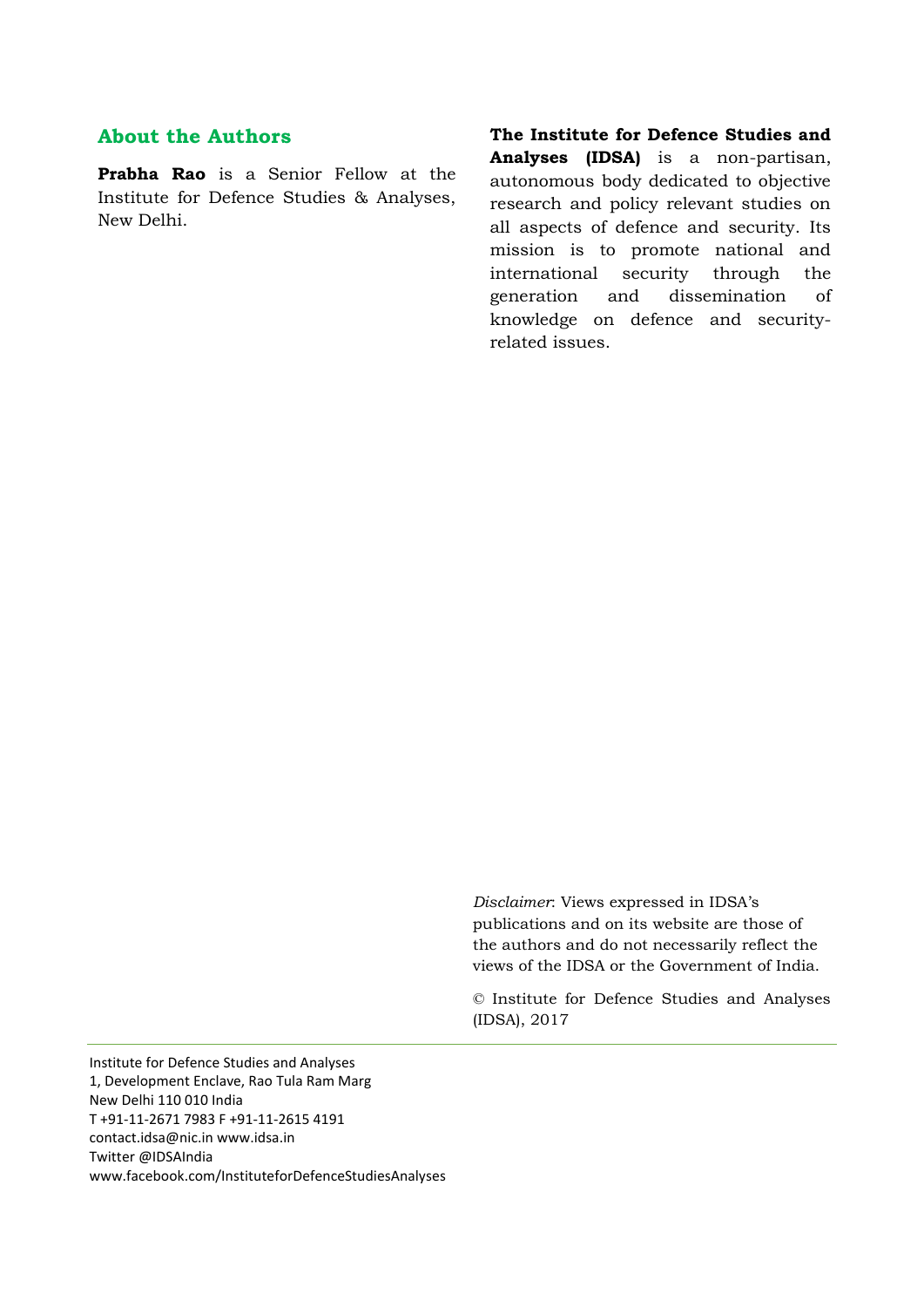## About the Authors

**Prabha Rao** is a Senior Fellow at the Institute for Defence Studies & Analyses, New Delhi.

**The Institute for Defence Studies and Analyses (IDSA)** is a non-partisan, autonomous body dedicated to objective research and policy relevant studies on all aspects of defence and security. Its mission is to promote national and international security through the generation and dissemination of knowledge on defence and security-related issues.

*Disclaimer*: Views expressed in IDSA's publications and on its website are those of the authors and do not necessarily reflect the views of the IDSA or the Government of India.

© Institute for Defence Studies and Analyses (IDSA), 2017

Institute for Defence Studies and Analyses
1, Development Enclave, Rao Tula Ram Marg
New Delhi 110 010 India
T +91-11-2671 7983 F +91-11-2615 4191
contact.idsa@nic.in www.idsa.in
Twitter @IDSAIndia
www.facebook.com/InstituteforDefenceStudiesAnalyses